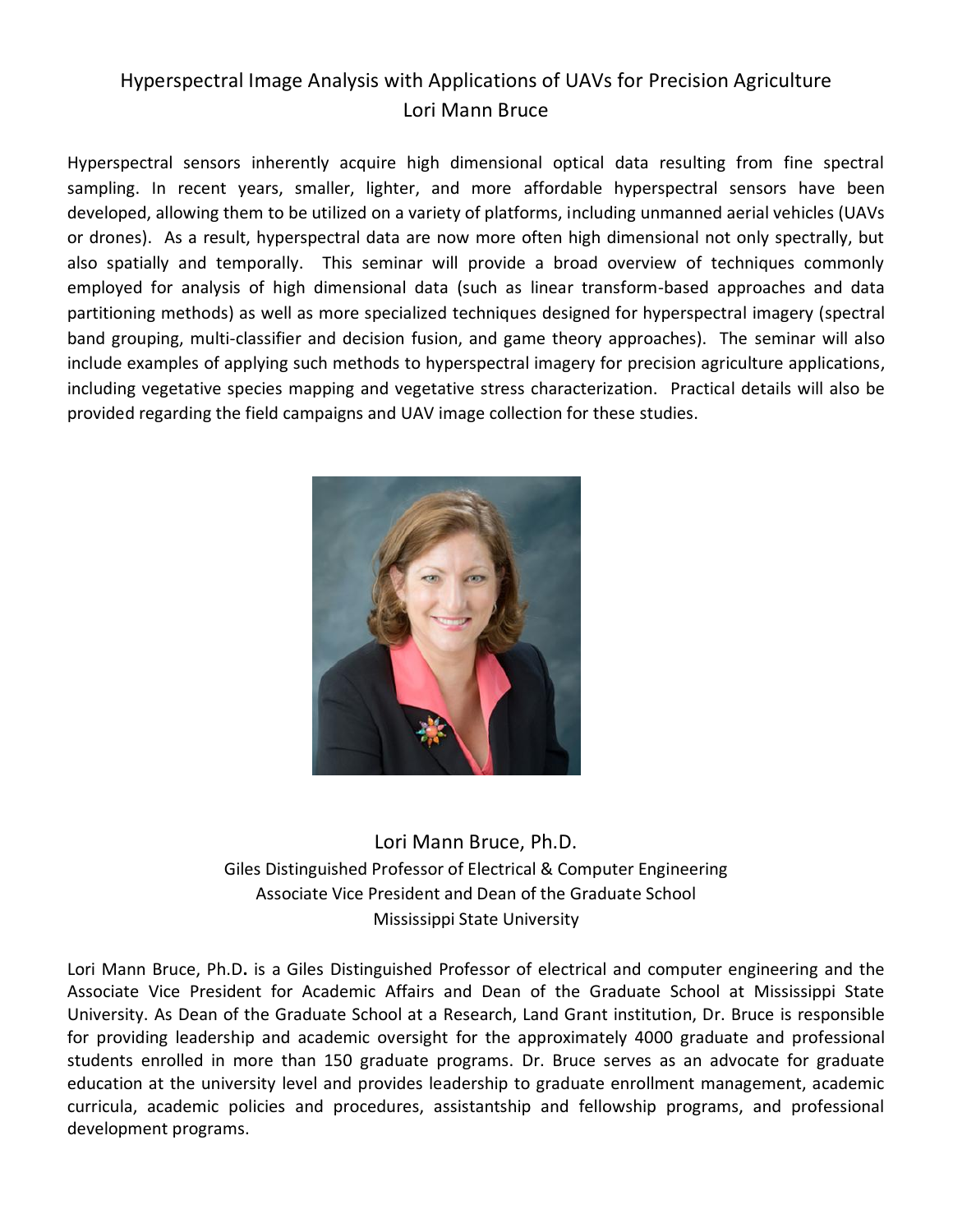# Hyperspectral Image Analysis with Applications of UAVs for Precision Agriculture

## Lori Mann Bruce

Hyperspectral sensors inherently acquire high dimensional optical data resulting from fine spectral sampling. In recent years, smaller, lighter, and more affordable hyperspectral sensors have been developed, allowing them to be utilized on a variety of platforms, including unmanned aerial vehicles (UAVs or drones). As a result, hyperspectral data are now more often high dimensional not only spectrally, but also spatially and temporally. This seminar will provide a broad overview of techniques commonly employed for analysis of high dimensional data (such as linear transform-based approaches and data partitioning methods) as well as more specialized techniques designed for hyperspectral imagery (spectral band grouping, multi-classifier and decision fusion, and game theory approaches). The seminar will also include examples of applying such methods to hyperspectral imagery for precision agriculture applications, including vegetative species mapping and vegetative stress characterization. Practical details will also be provided regarding the field campaigns and UAV image collection for these studies.

Lori Mann Bruce, Ph.D.
Giles Distinguished Professor of Electrical & Computer Engineering
Associate Vice President and Dean of the Graduate School
Mississippi State University

Lori Mann Bruce, Ph.D**.** is a Giles Distinguished Professor of electrical and computer engineering and the Associate Vice President for Academic Affairs and Dean of the Graduate School at Mississippi State University. As Dean of the Graduate School at a Research, Land Grant institution, Dr. Bruce is responsible for providing leadership and academic oversight for the approximately 4000 graduate and professional students enrolled in more than 150 graduate programs. Dr. Bruce serves as an advocate for graduate education at the university level and provides leadership to graduate enrollment management, academic curricula, academic policies and procedures, assistantship and fellowship programs, and professional development programs.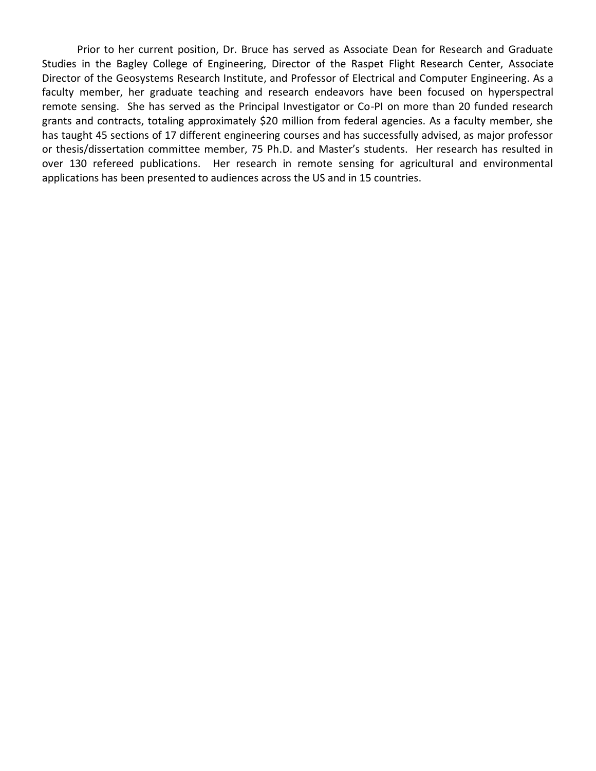Prior to her current position, Dr. Bruce has served as Associate Dean for Research and Graduate Studies in the Bagley College of Engineering, Director of the Raspet Flight Research Center, Associate Director of the Geosystems Research Institute, and Professor of Electrical and Computer Engineering. As a faculty member, her graduate teaching and research endeavors have been focused on hyperspectral remote sensing. She has served as the Principal Investigator or Co-PI on more than 20 funded research grants and contracts, totaling approximately $20 million from federal agencies. As a faculty member, she has taught 45 sections of 17 different engineering courses and has successfully advised, as major professor or thesis/dissertation committee member, 75 Ph.D. and Master's students. Her research has resulted in over 130 refereed publications. Her research in remote sensing for agricultural and environmental applications has been presented to audiences across the US and in 15 countries.